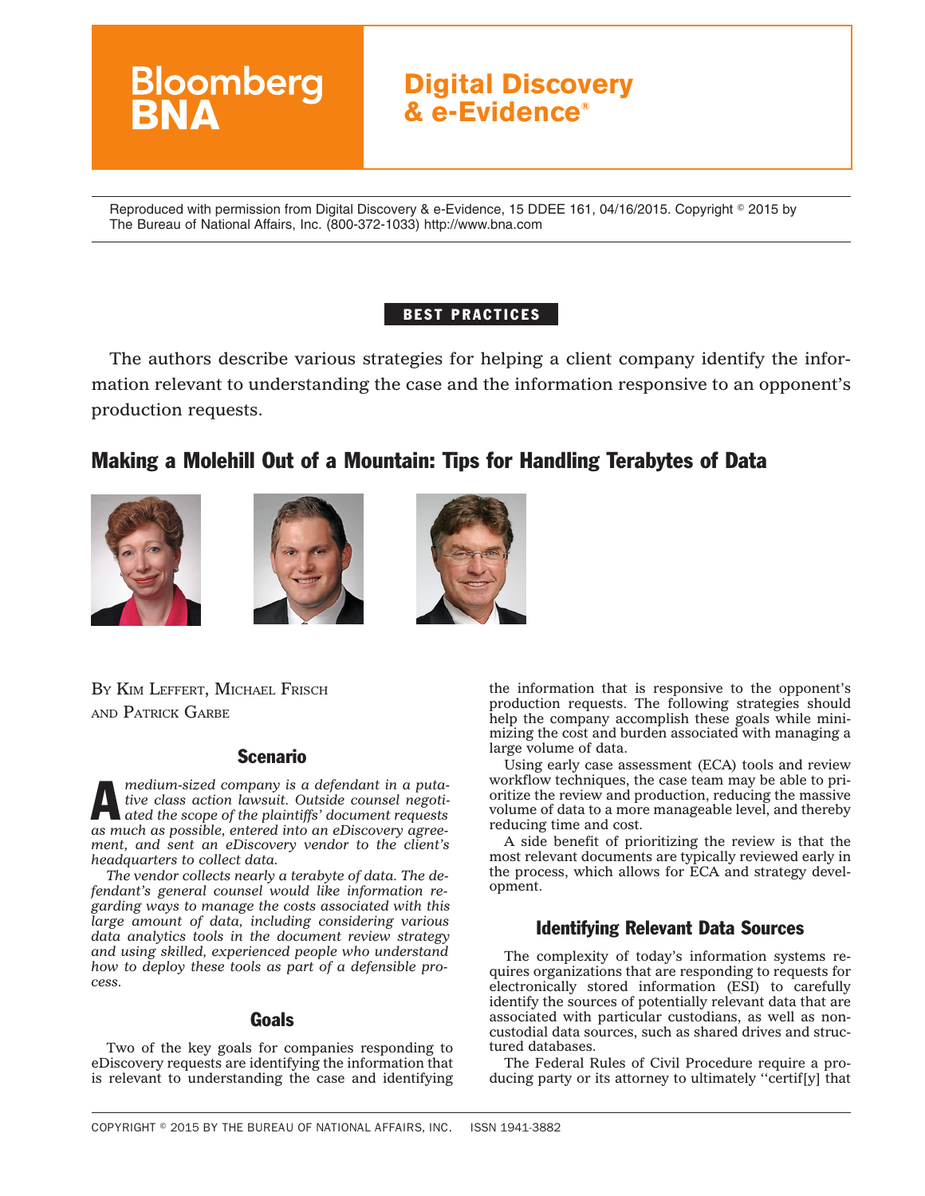Bloomberg BNA

# Digital Discovery & e-Evidence®

Reproduced with permission from Digital Discovery & e-Evidence, 15 DDEE 161, 04/16/2015. Copyright © 2015 by The Bureau of National Affairs, Inc. (800-372-1033) http://www.bna.com

**BEST PRACTICES**

The authors describe various strategies for helping a client company identify the information relevant to understanding the case and the information responsive to an opponent's production requests.

## Making a Molehill Out of a Mountain: Tips for Handling Terabytes of Data

BY KIM LEFFERT, MICHAEL FRISCH AND PATRICK GARBE

### Scenario

*A medium-sized company is a defendant in a putative class action lawsuit. Outside counsel negotiated the scope of the plaintiffs' document requests as much as possible, entered into an eDiscovery agreement, and sent an eDiscovery vendor to the client's headquarters to collect data.*

*The vendor collects nearly a terabyte of data. The defendant's general counsel would like information regarding ways to manage the costs associated with this large amount of data, including considering various data analytics tools in the document review strategy and using skilled, experienced people who understand how to deploy these tools as part of a defensible process.*

### Goals

Two of the key goals for companies responding to eDiscovery requests are identifying the information that is relevant to understanding the case and identifying the information that is responsive to the opponent's production requests. The following strategies should help the company accomplish these goals while minimizing the cost and burden associated with managing a large volume of data.

Using early case assessment (ECA) tools and review workflow techniques, the case team may be able to prioritize the review and production, reducing the massive volume of data to a more manageable level, and thereby reducing time and cost.

A side benefit of prioritizing the review is that the most relevant documents are typically reviewed early in the process, which allows for ECA and strategy development.

### Identifying Relevant Data Sources

The complexity of today's information systems requires organizations that are responding to requests for electronically stored information (ESI) to carefully identify the sources of potentially relevant data that are associated with particular custodians, as well as noncustodial data sources, such as shared drives and structured databases.

The Federal Rules of Civil Procedure require a producing party or its attorney to ultimately ''certif[y] that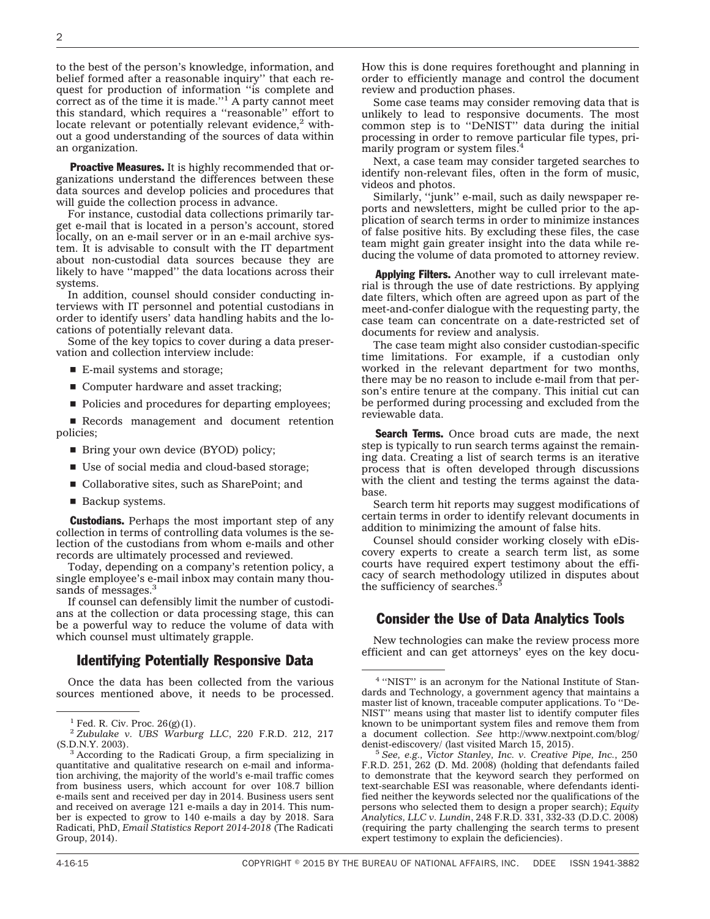to the best of the person's knowledge, information, and belief formed after a reasonable inquiry'' that each request for production of information ''is complete and correct as of the time it is made.''[1] A party cannot meet this standard, which requires a ''reasonable'' effort to locate relevant or potentially relevant evidence,[2] without a good understanding of the sources of data within an organization.

**Proactive Measures.** It is highly recommended that organizations understand the differences between these data sources and develop policies and procedures that will guide the collection process in advance.

For instance, custodial data collections primarily target e-mail that is located in a person's account, stored locally, on an e-mail server or in an e-mail archive system. It is advisable to consult with the IT department about non-custodial data sources because they are likely to have ''mapped'' the data locations across their systems.

In addition, counsel should consider conducting interviews with IT personnel and potential custodians in order to identify users' data handling habits and the locations of potentially relevant data.

Some of the key topics to cover during a data preservation and collection interview include:

- E-mail systems and storage;
- Computer hardware and asset tracking;
- Policies and procedures for departing employees;
- Records management and document retention policies;
- Bring your own device (BYOD) policy;
- Use of social media and cloud-based storage;
- Collaborative sites, such as SharePoint; and
- Backup systems.

**Custodians.** Perhaps the most important step of any collection in terms of controlling data volumes is the selection of the custodians from whom e-mails and other records are ultimately processed and reviewed.

Today, depending on a company's retention policy, a single employee's e-mail inbox may contain many thousands of messages.[3]

If counsel can defensibly limit the number of custodians at the collection or data processing stage, this can be a powerful way to reduce the volume of data with which counsel must ultimately grapple.

## Identifying Potentially Responsive Data

Once the data has been collected from the various sources mentioned above, it needs to be processed. How this is done requires forethought and planning in order to efficiently manage and control the document review and production phases.

Some case teams may consider removing data that is unlikely to lead to responsive documents. The most common step is to ''DeNIST'' data during the initial processing in order to remove particular file types, primarily program or system files.[4]

Next, a case team may consider targeted searches to identify non-relevant files, often in the form of music, videos and photos.

Similarly, ''junk'' e-mail, such as daily newspaper reports and newsletters, might be culled prior to the application of search terms in order to minimize instances of false positive hits. By excluding these files, the case team might gain greater insight into the data while reducing the volume of data promoted to attorney review.

**Applying Filters.** Another way to cull irrelevant material is through the use of date restrictions. By applying date filters, which often are agreed upon as part of the meet-and-confer dialogue with the requesting party, the case team can concentrate on a date-restricted set of documents for review and analysis.

The case team might also consider custodian-specific time limitations. For example, if a custodian only worked in the relevant department for two months, there may be no reason to include e-mail from that person's entire tenure at the company. This initial cut can be performed during processing and excluded from the reviewable data.

**Search Terms.** Once broad cuts are made, the next step is typically to run search terms against the remaining data. Creating a list of search terms is an iterative process that is often developed through discussions with the client and testing the terms against the database.

Search term hit reports may suggest modifications of certain terms in order to identify relevant documents in addition to minimizing the amount of false hits.

Counsel should consider working closely with eDiscovery experts to create a search term list, as some courts have required expert testimony about the efficacy of search methodology utilized in disputes about the sufficiency of searches.[5]

## Consider the Use of Data Analytics Tools

New technologies can make the review process more efficient and can get attorneys' eyes on the key docu-

---

[1] Fed. R. Civ. Proc. 26(g)(1).

[2] *Zubulake v. UBS Warburg LLC*, 220 F.R.D. 212, 217 (S.D.N.Y. 2003).

[3] According to the Radicati Group, a firm specializing in quantitative and qualitative research on e-mail and information archiving, the majority of the world's e-mail traffic comes from business users, which account for over 108.7 billion e-mails sent and received per day in 2014. Business users sent and received on average 121 e-mails a day in 2014. This number is expected to grow to 140 e-mails a day by 2018. Sara Radicati, PhD, *Email Statistics Report 2014-2018* (The Radicati Group, 2014).

[4] ''NIST'' is an acronym for the National Institute of Standards and Technology, a government agency that maintains a master list of known, traceable computer applications. To ''DeNIST'' means using that master list to identify computer files known to be unimportant system files and remove them from a document collection. *See* http://www.nextpoint.com/blog/denist-ediscovery/ (last visited March 15, 2015).

[5] *See, e.g., Victor Stanley, Inc. v. Creative Pipe, Inc.*, 250 F.R.D. 251, 262 (D. Md. 2008) (holding that defendants failed to demonstrate that the keyword search they performed on text-searchable ESI was reasonable, where defendants identified neither the keywords selected nor the qualifications of the persons who selected them to design a proper search); *Equity Analytics, LLC v. Lundin*, 248 F.R.D. 331, 332-33 (D.D.C. 2008) (requiring the party challenging the search terms to present expert testimony to explain the deficiencies).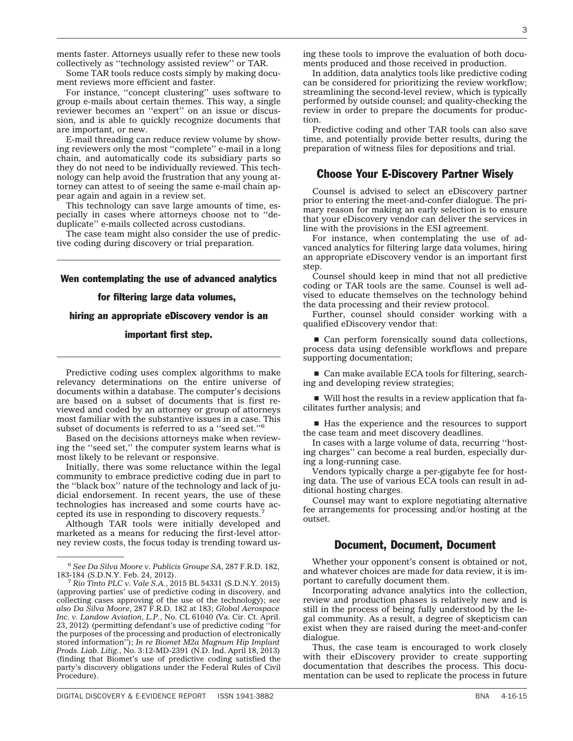ments faster. Attorneys usually refer to these new tools collectively as ''technology assisted review'' or TAR.

Some TAR tools reduce costs simply by making document reviews more efficient and faster.

For instance, ''concept clustering'' uses software to group e-mails about certain themes. This way, a single reviewer becomes an ''expert'' on an issue or discussion, and is able to quickly recognize documents that are important, or new.

E-mail threading can reduce review volume by showing reviewers only the most ''complete'' e-mail in a long chain, and automatically code its subsidiary parts so they do not need to be individually reviewed. This technology can help avoid the frustration that any young attorney can attest to of seeing the same e-mail chain appear again and again in a review set.

This technology can save large amounts of time, especially in cases where attorneys choose not to ''de-duplicate'' e-mails collected across custodians.

The case team might also consider the use of predictive coding during discovery or trial preparation.

**Wen contemplating the use of advanced analytics for filtering large data volumes, hiring an appropriate eDiscovery vendor is an important first step.**

Predictive coding uses complex algorithms to make relevancy determinations on the entire universe of documents within a database. The computer's decisions are based on a subset of documents that is first reviewed and coded by an attorney or group of attorneys most familiar with the substantive issues in a case. This subset of documents is referred to as a ''seed set.''[6]

Based on the decisions attorneys make when reviewing the ''seed set,'' the computer system learns what is most likely to be relevant or responsive.

Initially, there was some reluctance within the legal community to embrace predictive coding due in part to the ''black box'' nature of the technology and lack of judicial endorsement. In recent years, the use of these technologies has increased and some courts have accepted its use in responding to discovery requests.[7]

Although TAR tools were initially developed and marketed as a means for reducing the first-level attorney review costs, the focus today is trending toward using these tools to improve the evaluation of both documents produced and those received in production.

In addition, data analytics tools like predictive coding can be considered for prioritizing the review workflow; streamlining the second-level review, which is typically performed by outside counsel; and quality-checking the review in order to prepare the documents for production.

Predictive coding and other TAR tools can also save time, and potentially provide better results, during the preparation of witness files for depositions and trial.

## Choose Your E-Discovery Partner Wisely

Counsel is advised to select an eDiscovery partner prior to entering the meet-and-confer dialogue. The primary reason for making an early selection is to ensure that your eDiscovery vendor can deliver the services in line with the provisions in the ESI agreement.

For instance, when contemplating the use of advanced analytics for filtering large data volumes, hiring an appropriate eDiscovery vendor is an important first step.

Counsel should keep in mind that not all predictive coding or TAR tools are the same. Counsel is well advised to educate themselves on the technology behind the data processing and their review protocol.

Further, counsel should consider working with a qualified eDiscovery vendor that:

- Can perform forensically sound data collections, process data using defensible workflows and prepare supporting documentation;
- Can make available ECA tools for filtering, searching and developing review strategies;
- Will host the results in a review application that facilitates further analysis; and
- Has the experience and the resources to support the case team and meet discovery deadlines.

In cases with a large volume of data, recurring ''hosting charges'' can become a real burden, especially during a long-running case.

Vendors typically charge a per-gigabyte fee for hosting data. The use of various ECA tools can result in additional hosting charges.

Counsel may want to explore negotiating alternative fee arrangements for processing and/or hosting at the outset.

## Document, Document, Document

Whether your opponent's consent is obtained or not, and whatever choices are made for data review, it is important to carefully document them.

Incorporating advance analytics into the collection, review and production phases is relatively new and is still in the process of being fully understood by the legal community. As a result, a degree of skepticism can exist when they are raised during the meet-and-confer dialogue.

Thus, the case team is encouraged to work closely with their eDiscovery provider to create supporting documentation that describes the process. This documentation can be used to replicate the process in future

---

[6] *See Da Silva Moore v. Publicis Groupe SA*, 287 F.R.D. 182, 183-184 (S.D.N.Y. Feb. 24, 2012).

[7] *Rio Tinto PLC v. Vale S.A.*, 2015 BL 54331 (S.D.N.Y. 2015) (approving parties' use of predictive coding in discovery, and collecting cases approving of the use of the technology); *see also Da Silva Moore*, 287 F.R.D. 182 at 183; *Global Aerospace Inc. v. Landow Aviation, L.P.*, No. CL 61040 (Va. Cir. Ct. April. 23, 2012) (permitting defendant's use of predictive coding ''for the purposes of the processing and production of electronically stored information''); *In re Biomet M2a Magnum Hip Implant Prods. Liab. Litig.*, No. 3:12-MD-2391 (N.D. Ind. April 18, 2013) (finding that Biomet's use of predictive coding satisfied the party's discovery obligations under the Federal Rules of Civil Procedure).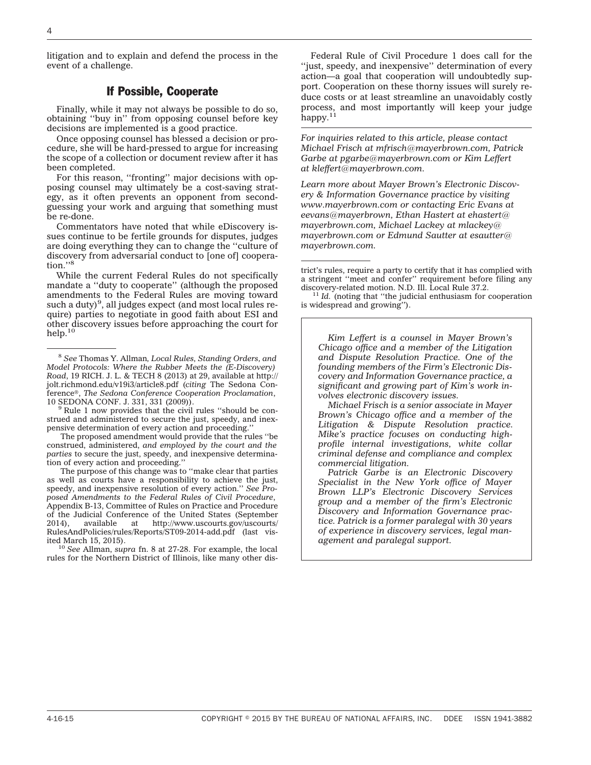litigation and to explain and defend the process in the event of a challenge.

## If Possible, Cooperate

Finally, while it may not always be possible to do so, obtaining ''buy in'' from opposing counsel before key decisions are implemented is a good practice.

Once opposing counsel has blessed a decision or procedure, she will be hard-pressed to argue for increasing the scope of a collection or document review after it has been completed.

For this reason, ''fronting'' major decisions with opposing counsel may ultimately be a cost-saving strategy, as it often prevents an opponent from second-guessing your work and arguing that something must be re-done.

Commentators have noted that while eDiscovery issues continue to be fertile grounds for disputes, judges are doing everything they can to change the ''culture of discovery from adversarial conduct to [one of] cooperation.''[8]

While the current Federal Rules do not specifically mandate a ''duty to cooperate'' (although the proposed amendments to the Federal Rules are moving toward such a duty)[9], all judges expect (and most local rules require) parties to negotiate in good faith about ESI and other discovery issues before approaching the court for help.[10]

Federal Rule of Civil Procedure 1 does call for the ''just, speedy, and inexpensive'' determination of every action—a goal that cooperation will undoubtedly support. Cooperation on these thorny issues will surely reduce costs or at least streamline an unavoidably costly process, and most importantly will keep your judge happy.[11]

*For inquiries related to this article, please contact Michael Frisch at mfrisch@mayerbrown.com, Patrick Garbe at pgarbe@mayerbrown.com or Kim Leffert at kleffert@mayerbrown.com.*

*Learn more about Mayer Brown's Electronic Discovery & Information Governance practice by visiting www.mayerbrown.com or contacting Eric Evans at eevans@mayerbrown, Ethan Hastert at ehastert@mayerbrown.com, Michael Lackey at mlackey@mayerbrown.com or Edmund Sautter at esautter@mayerbrown.com.*

---

[8] *See* Thomas Y. Allman, *Local Rules, Standing Orders, and Model Protocols: Where the Rubber Meets the (E-Discovery) Road*, 19 RICH. J. L. & TECH 8 (2013) at 29, available at http://jolt.richmond.edu/v19i3/article8.pdf (*citing* The Sedona Conference®, *The Sedona Conference Cooperation Proclamation*, 10 SEDONA CONF. J. 331, 331 (2009)).

[9] Rule 1 now provides that the civil rules ''should be construed and administered to secure the just, speedy, and inexpensive determination of every action and proceeding.''

The proposed amendment would provide that the rules ''be construed, administered, *and employed by the court and the parties* to secure the just, speedy, and inexpensive determination of every action and proceeding.''

The purpose of this change was to ''make clear that parties as well as courts have a responsibility to achieve the just, speedy, and inexpensive resolution of every action.'' *See Proposed Amendments to the Federal Rules of Civil Procedure*, Appendix B-13, Committee of Rules on Practice and Procedure of the Judicial Conference of the United States (September 2014), available at http://www.uscourts.gov/uscourts/RulesAndPolicies/rules/Reports/ST09-2014-add.pdf (last visited March 15, 2015).

[10] *See* Allman, *supra* fn. 8 at 27-28. For example, the local rules for the Northern District of Illinois, like many other district's rules, require a party to certify that it has complied with a stringent ''meet and confer'' requirement before filing any discovery-related motion. N.D. Ill. Local Rule 37.2.

[11] *Id.* (noting that ''the judicial enthusiasm for cooperation is widespread and growing'').

---

*Kim Leffert is a counsel in Mayer Brown's Chicago office and a member of the Litigation and Dispute Resolution Practice. One of the founding members of the Firm's Electronic Discovery and Information Governance practice, a significant and growing part of Kim's work involves electronic discovery issues.*

*Michael Frisch is a senior associate in Mayer Brown's Chicago office and a member of the Litigation & Dispute Resolution practice. Mike's practice focuses on conducting high-profile internal investigations, white collar criminal defense and compliance and complex commercial litigation.*

*Patrick Garbe is an Electronic Discovery Specialist in the New York office of Mayer Brown LLP's Electronic Discovery Services group and a member of the firm's Electronic Discovery and Information Governance practice. Patrick is a former paralegal with 30 years of experience in discovery services, legal management and paralegal support.*